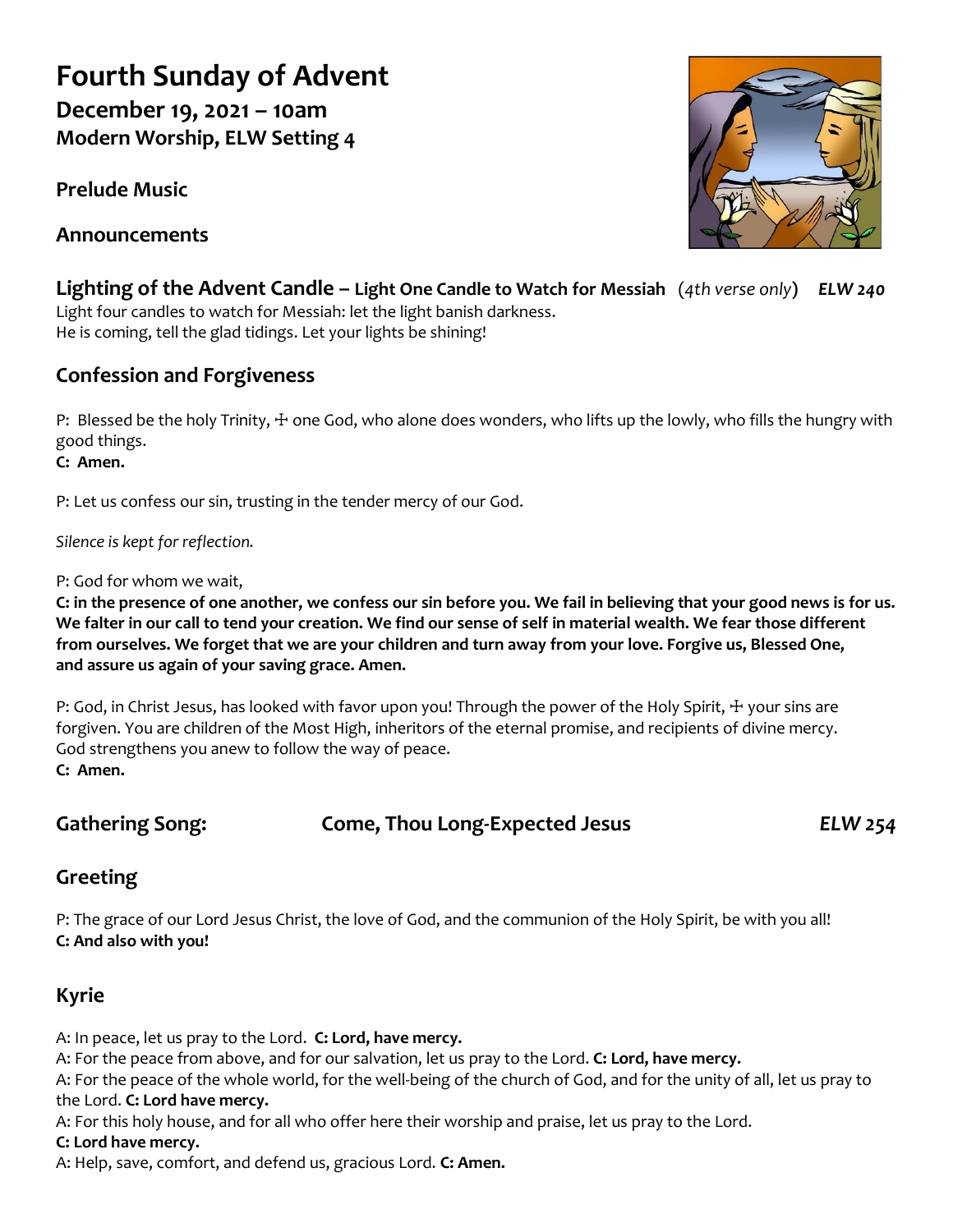# Fourth Sunday of Advent

**December 19, 2021 – 10am**
**Modern Worship, ELW Setting 4**

**Prelude Music**

**Announcements**

## Lighting of the Advent Candle – Light One Candle to Watch for Messiah (*4th verse only*) *ELW 240*

Light four candles to watch for Messiah: let the light banish darkness.
He is coming, tell the glad tidings. Let your lights be shining!

## Confession and Forgiveness

P: Blessed be the holy Trinity, ☩ one God, who alone does wonders, who lifts up the lowly, who fills the hungry with good things.
**C: Amen.**

P: Let us confess our sin, trusting in the tender mercy of our God.

*Silence is kept for reflection.*

P: God for whom we wait,
**C: in the presence of one another, we confess our sin before you. We fail in believing that your good news is for us. We falter in our call to tend your creation. We find our sense of self in material wealth. We fear those different from ourselves. We forget that we are your children and turn away from your love. Forgive us, Blessed One, and assure us again of your saving grace. Amen.**

P: God, in Christ Jesus, has looked with favor upon you! Through the power of the Holy Spirit, ☩ your sins are forgiven. You are children of the Most High, inheritors of the eternal promise, and recipients of divine mercy. God strengthens you anew to follow the way of peace.
**C: Amen.**

## Gathering Song: Come, Thou Long-Expected Jesus *ELW 254*

## Greeting

P: The grace of our Lord Jesus Christ, the love of God, and the communion of the Holy Spirit, be with you all!
**C: And also with you!**

## Kyrie

A: In peace, let us pray to the Lord. **C: Lord, have mercy.**
A: For the peace from above, and for our salvation, let us pray to the Lord. **C: Lord, have mercy.**
A: For the peace of the whole world, for the well-being of the church of God, and for the unity of all, let us pray to the Lord. **C: Lord have mercy.**
A: For this holy house, and for all who offer here their worship and praise, let us pray to the Lord.
**C: Lord have mercy.**
A: Help, save, comfort, and defend us, gracious Lord. **C: Amen.**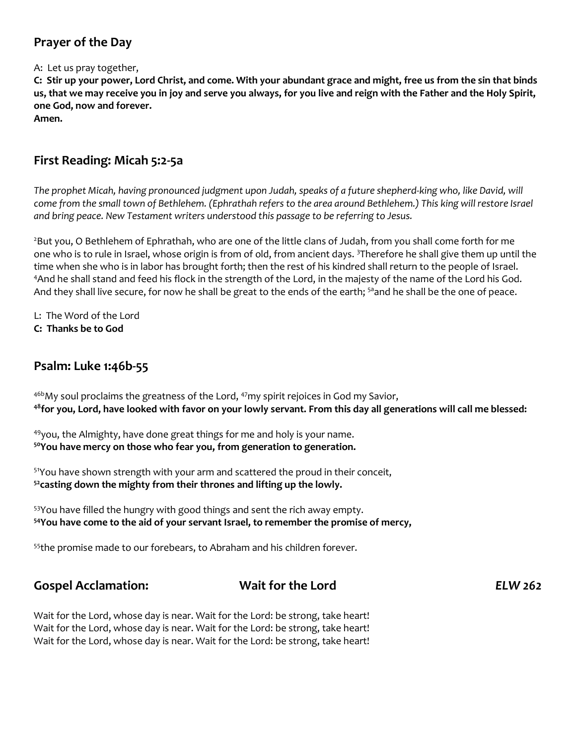## Prayer of the Day

A: Let us pray together,
**C: Stir up your power, Lord Christ, and come. With your abundant grace and might, free us from the sin that binds us, that we may receive you in joy and serve you always, for you live and reign with the Father and the Holy Spirit, one God, now and forever.**
**Amen.**

## First Reading: Micah 5:2-5a

*The prophet Micah, having pronounced judgment upon Judah, speaks of a future shepherd-king who, like David, will come from the small town of Bethlehem. (Ephrathah refers to the area around Bethlehem.) This king will restore Israel and bring peace. New Testament writers understood this passage to be referring to Jesus.*

[2]But you, O Bethlehem of Ephrathah, who are one of the little clans of Judah, from you shall come forth for me one who is to rule in Israel, whose origin is from of old, from ancient days. [3]Therefore he shall give them up until the time when she who is in labor has brought forth; then the rest of his kindred shall return to the people of Israel. [4]And he shall stand and feed his flock in the strength of the Lord, in the majesty of the name of the Lord his God. And they shall live secure, for now he shall be great to the ends of the earth; [5a]and he shall be the one of peace.

L: The Word of the Lord
**C: Thanks be to God**

## Psalm: Luke 1:46b-55

[46b]My soul proclaims the greatness of the Lord, [47]my spirit rejoices in God my Savior,
**[48]for you, Lord, have looked with favor on your lowly servant. From this day all generations will call me blessed:**

[49]you, the Almighty, have done great things for me and holy is your name.
**[50]You have mercy on those who fear you, from generation to generation.**

[51]You have shown strength with your arm and scattered the proud in their conceit,
**[52]casting down the mighty from their thrones and lifting up the lowly.**

[53]You have filled the hungry with good things and sent the rich away empty.
**[54]You have come to the aid of your servant Israel, to remember the promise of mercy,**

[55]the promise made to our forebears, to Abraham and his children forever.

## Gospel Acclamation: Wait for the Lord *ELW 262*

Wait for the Lord, whose day is near. Wait for the Lord: be strong, take heart!
Wait for the Lord, whose day is near. Wait for the Lord: be strong, take heart!
Wait for the Lord, whose day is near. Wait for the Lord: be strong, take heart!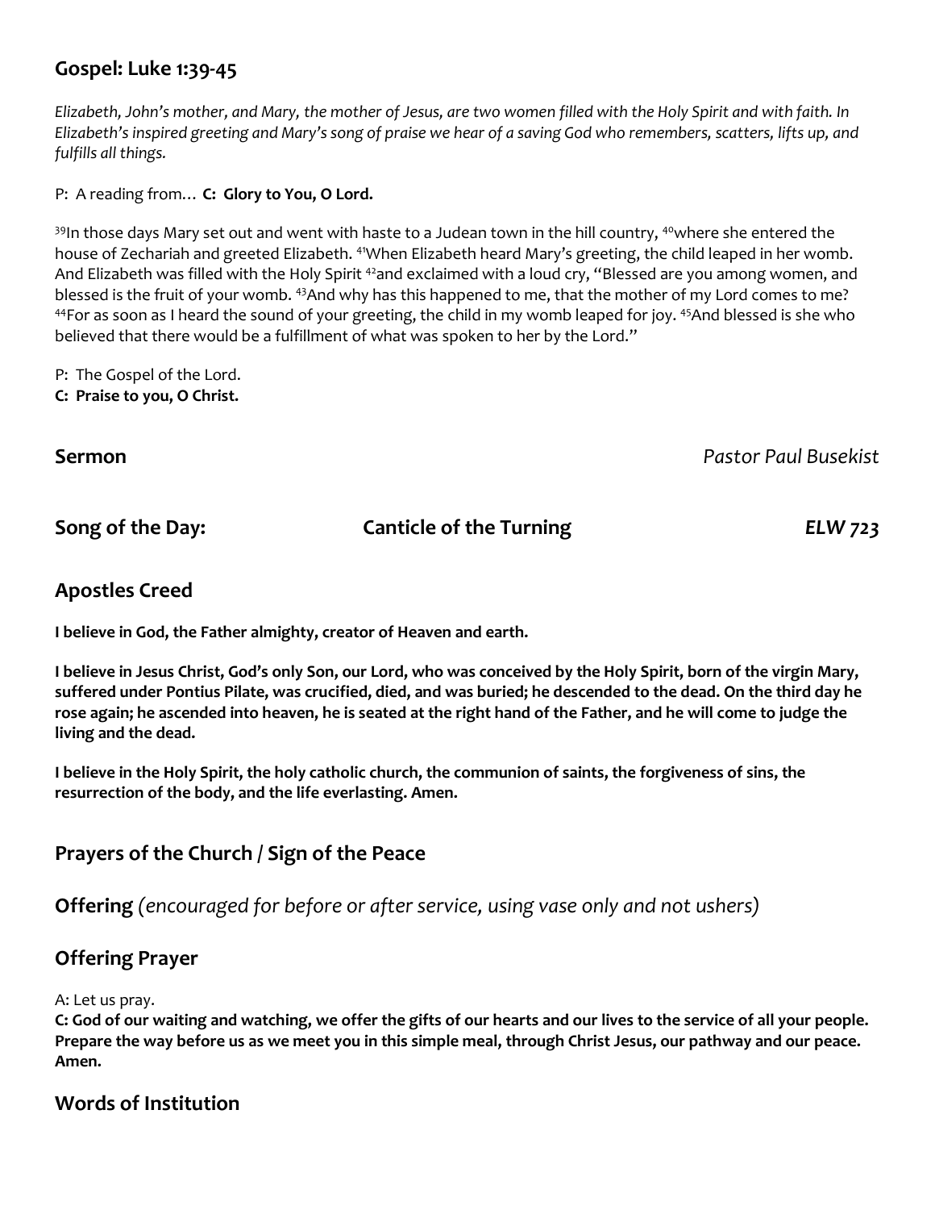## Gospel: Luke 1:39-45

*Elizabeth, John's mother, and Mary, the mother of Jesus, are two women filled with the Holy Spirit and with faith. In Elizabeth's inspired greeting and Mary's song of praise we hear of a saving God who remembers, scatters, lifts up, and fulfills all things.*

P: A reading from… **C: Glory to You, O Lord.**

[39]In those days Mary set out and went with haste to a Judean town in the hill country, [40]where she entered the house of Zechariah and greeted Elizabeth. [41]When Elizabeth heard Mary's greeting, the child leaped in her womb. And Elizabeth was filled with the Holy Spirit [42]and exclaimed with a loud cry, "Blessed are you among women, and blessed is the fruit of your womb. [43]And why has this happened to me, that the mother of my Lord comes to me? [44]For as soon as I heard the sound of your greeting, the child in my womb leaped for joy. [45]And blessed is she who believed that there would be a fulfillment of what was spoken to her by the Lord."

P: The Gospel of the Lord.
**C: Praise to you, O Christ.**

## Sermon *Pastor Paul Busekist*

## Song of the Day: Canticle of the Turning *ELW 723*

## Apostles Creed

**I believe in God, the Father almighty, creator of Heaven and earth.**

**I believe in Jesus Christ, God's only Son, our Lord, who was conceived by the Holy Spirit, born of the virgin Mary, suffered under Pontius Pilate, was crucified, died, and was buried; he descended to the dead. On the third day he rose again; he ascended into heaven, he is seated at the right hand of the Father, and he will come to judge the living and the dead.**

**I believe in the Holy Spirit, the holy catholic church, the communion of saints, the forgiveness of sins, the resurrection of the body, and the life everlasting. Amen.**

## Prayers of the Church / Sign of the Peace

## Offering *(encouraged for before or after service, using vase only and not ushers)*

## Offering Prayer

A: Let us pray.
**C: God of our waiting and watching, we offer the gifts of our hearts and our lives to the service of all your people. Prepare the way before us as we meet you in this simple meal, through Christ Jesus, our pathway and our peace. Amen.**

## Words of Institution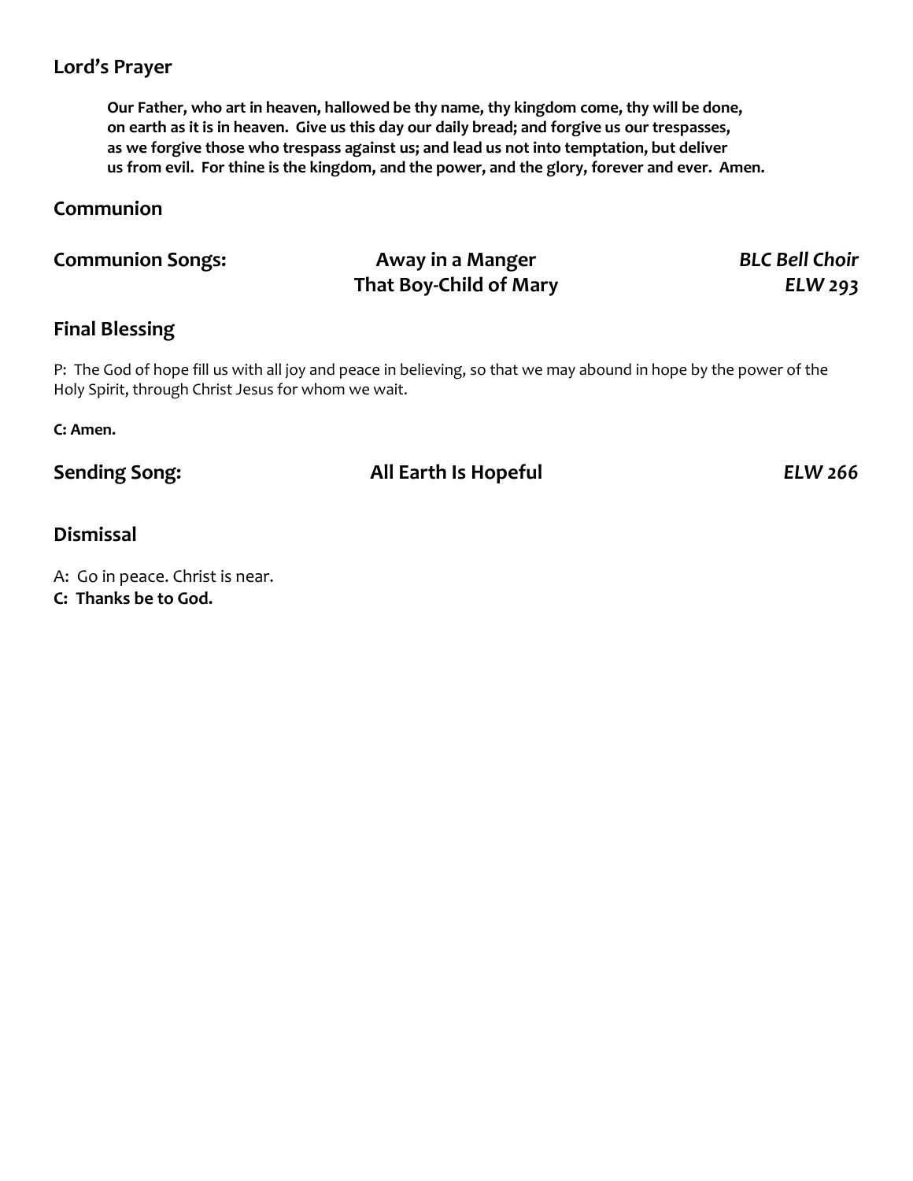## Lord's Prayer

**Our Father, who art in heaven, hallowed be thy name, thy kingdom come, thy will be done, on earth as it is in heaven. Give us this day our daily bread; and forgive us our trespasses, as we forgive those who trespass against us; and lead us not into temptation, but deliver us from evil. For thine is the kingdom, and the power, and the glory, forever and ever. Amen.**

## Communion

## Communion Songs:

**Away in a Manger** — ***BLC Bell Choir***

**That Boy-Child of Mary** — ***ELW 293***

## Final Blessing

P: The God of hope fill us with all joy and peace in believing, so that we may abound in hope by the power of the Holy Spirit, through Christ Jesus for whom we wait.

**C: Amen.**

## Sending Song:

**All Earth Is Hopeful** — ***ELW 266***

## Dismissal

A: Go in peace. Christ is near.

**C: Thanks be to God.**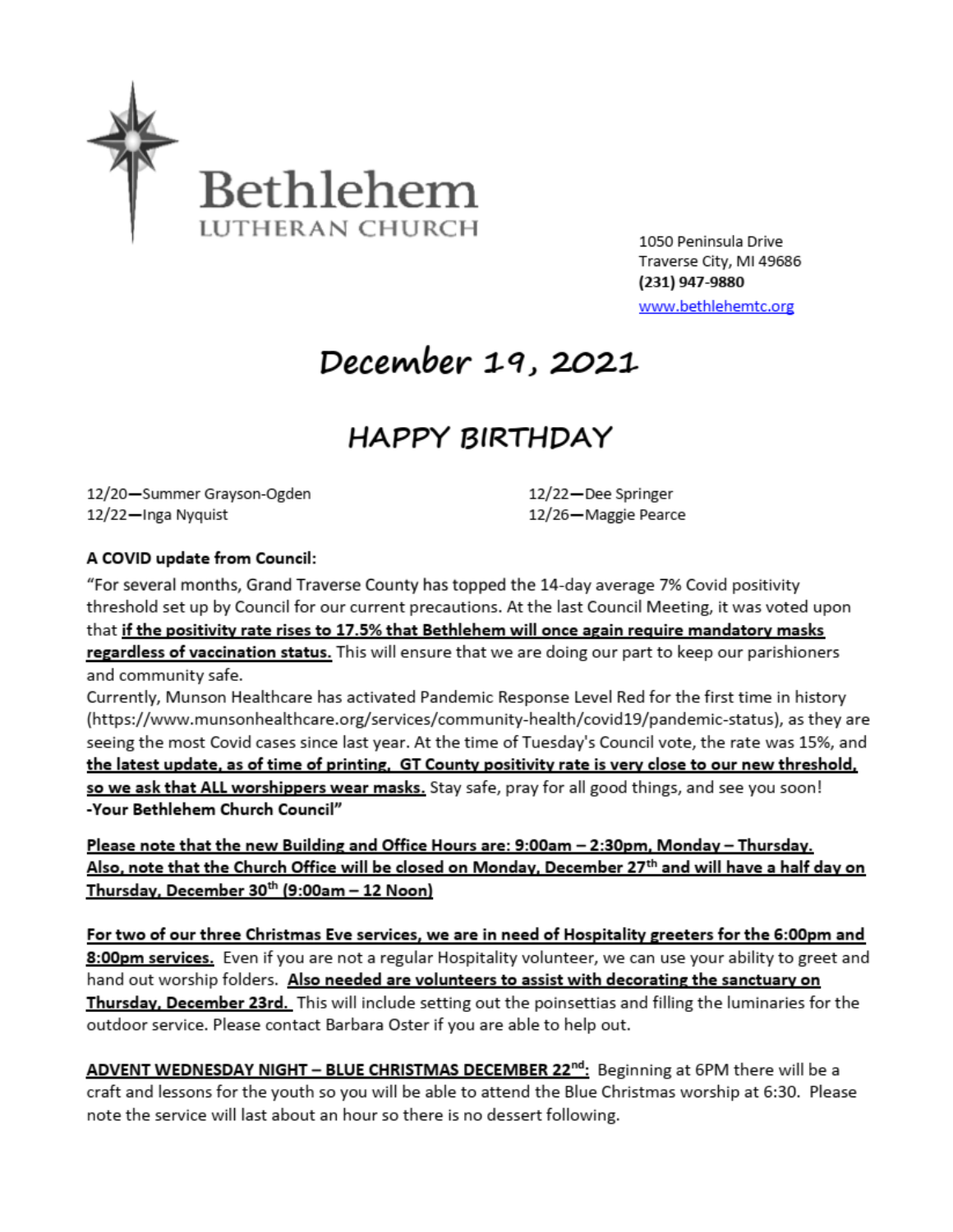# Bethlehem

LUTHERAN CHURCH

1050 Peninsula Drive
Traverse City, MI 49686
**(231) 947-9880**
[www.bethlehemtc.org](http://www.bethlehemtc.org)

# December 19, 2021

## HAPPY BIRTHDAY

12/20—Summer Grayson-Ogden
12/22—Inga Nyquist
12/22—Dee Springer
12/26—Maggie Pearce

**A COVID update from Council:**

"For several months, Grand Traverse County has topped the 14-day average 7% Covid positivity threshold set up by Council for our current precautions. At the last Council Meeting, it was voted upon that **if the positivity rate rises to 17.5% that Bethlehem will once again require mandatory masks regardless of vaccination status.** This will ensure that we are doing our part to keep our parishioners and community safe.

Currently, Munson Healthcare has activated Pandemic Response Level Red for the first time in history (https://www.munsonhealthcare.org/services/community-health/covid19/pandemic-status), as they are seeing the most Covid cases since last year. At the time of Tuesday's Council vote, the rate was 15%, and **the latest update, as of time of printing, GT County positivity rate is very close to our new threshold, so we ask that ALL worshippers wear masks.** Stay safe, pray for all good things, and see you soon!

**-Your Bethlehem Church Council"**

**Please note that the new Building and Office Hours are: 9:00am – 2:30pm, Monday – Thursday. Also, note that the Church Office will be closed on Monday, December 27th and will have a half day on Thursday, December 30th (9:00am – 12 Noon)**

**For two of our three Christmas Eve services, we are in need of Hospitality greeters for the 6:00pm and 8:00pm services.** Even if you are not a regular Hospitality volunteer, we can use your ability to greet and hand out worship folders. **Also needed are volunteers to assist with decorating the sanctuary on Thursday, December 23rd.** This will include setting out the poinsettias and filling the luminaries for the outdoor service. Please contact Barbara Oster if you are able to help out.

**ADVENT WEDNESDAY NIGHT – BLUE CHRISTMAS DECEMBER 22nd:** Beginning at 6PM there will be a craft and lessons for the youth so you will be able to attend the Blue Christmas worship at 6:30. Please note the service will last about an hour so there is no dessert following.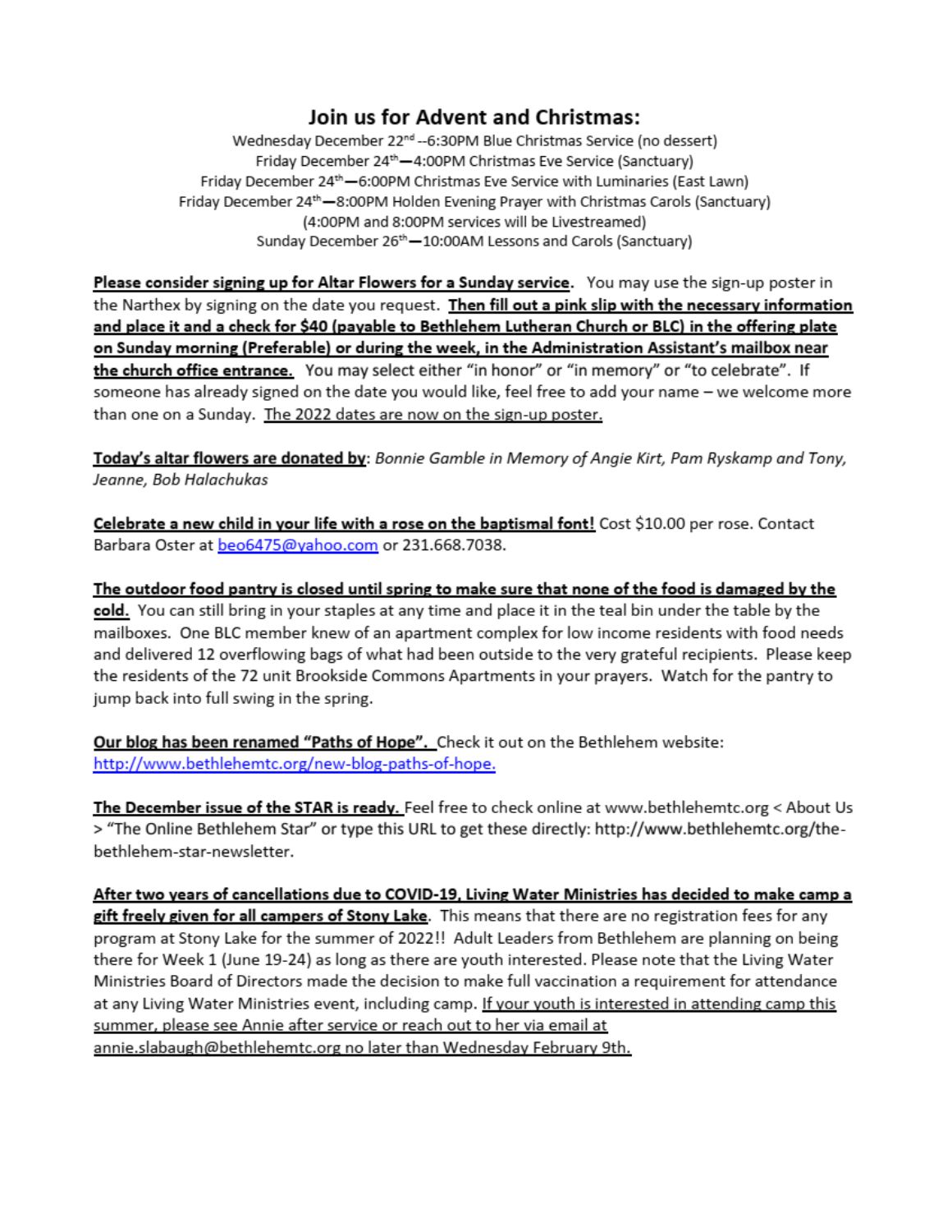## Join us for Advent and Christmas:

Wednesday December 22nd --6:30PM Blue Christmas Service (no dessert)
Friday December 24th—4:00PM Christmas Eve Service (Sanctuary)
Friday December 24th—6:00PM Christmas Eve Service with Luminaries (East Lawn)
Friday December 24th—8:00PM Holden Evening Prayer with Christmas Carols (Sanctuary)
(4:00PM and 8:00PM services will be Livestreamed)
Sunday December 26th—10:00AM Lessons and Carols (Sanctuary)

**Please consider signing up for Altar Flowers for a Sunday service.** You may use the sign-up poster in the Narthex by signing on the date you request. **Then fill out a pink slip with the necessary information and place it and a check for $40 (payable to Bethlehem Lutheran Church or BLC) in the offering plate on Sunday morning (Preferable) or during the week, in the Administration Assistant's mailbox near the church office entrance.** You may select either "in honor" or "in memory" or "to celebrate". If someone has already signed on the date you would like, feel free to add your name – we welcome more than one on a Sunday. The 2022 dates are now on the sign-up poster.

**Today's altar flowers are donated by**: *Bonnie Gamble in Memory of Angie Kirt, Pam Ryskamp and Tony, Jeanne, Bob Halachukas*

**Celebrate a new child in your life with a rose on the baptismal font!** Cost $10.00 per rose. Contact Barbara Oster at beo6475@yahoo.com or 231.668.7038.

**The outdoor food pantry is closed until spring to make sure that none of the food is damaged by the cold.** You can still bring in your staples at any time and place it in the teal bin under the table by the mailboxes. One BLC member knew of an apartment complex for low income residents with food needs and delivered 12 overflowing bags of what had been outside to the very grateful recipients. Please keep the residents of the 72 unit Brookside Commons Apartments in your prayers. Watch for the pantry to jump back into full swing in the spring.

**Our blog has been renamed "Paths of Hope".** Check it out on the Bethlehem website: http://www.bethlehemtc.org/new-blog-paths-of-hope.

**The December issue of the STAR is ready.** Feel free to check online at www.bethlehemtc.org < About Us > "The Online Bethlehem Star" or type this URL to get these directly: http://www.bethlehemtc.org/the-bethlehem-star-newsletter.

**After two years of cancellations due to COVID-19, Living Water Ministries has decided to make camp a gift freely given for all campers of Stony Lake.** This means that there are no registration fees for any program at Stony Lake for the summer of 2022!! Adult Leaders from Bethlehem are planning on being there for Week 1 (June 19-24) as long as there are youth interested. Please note that the Living Water Ministries Board of Directors made the decision to make full vaccination a requirement for attendance at any Living Water Ministries event, including camp. If your youth is interested in attending camp this summer, please see Annie after service or reach out to her via email at annie.slabaugh@bethlehemtc.org no later than Wednesday February 9th.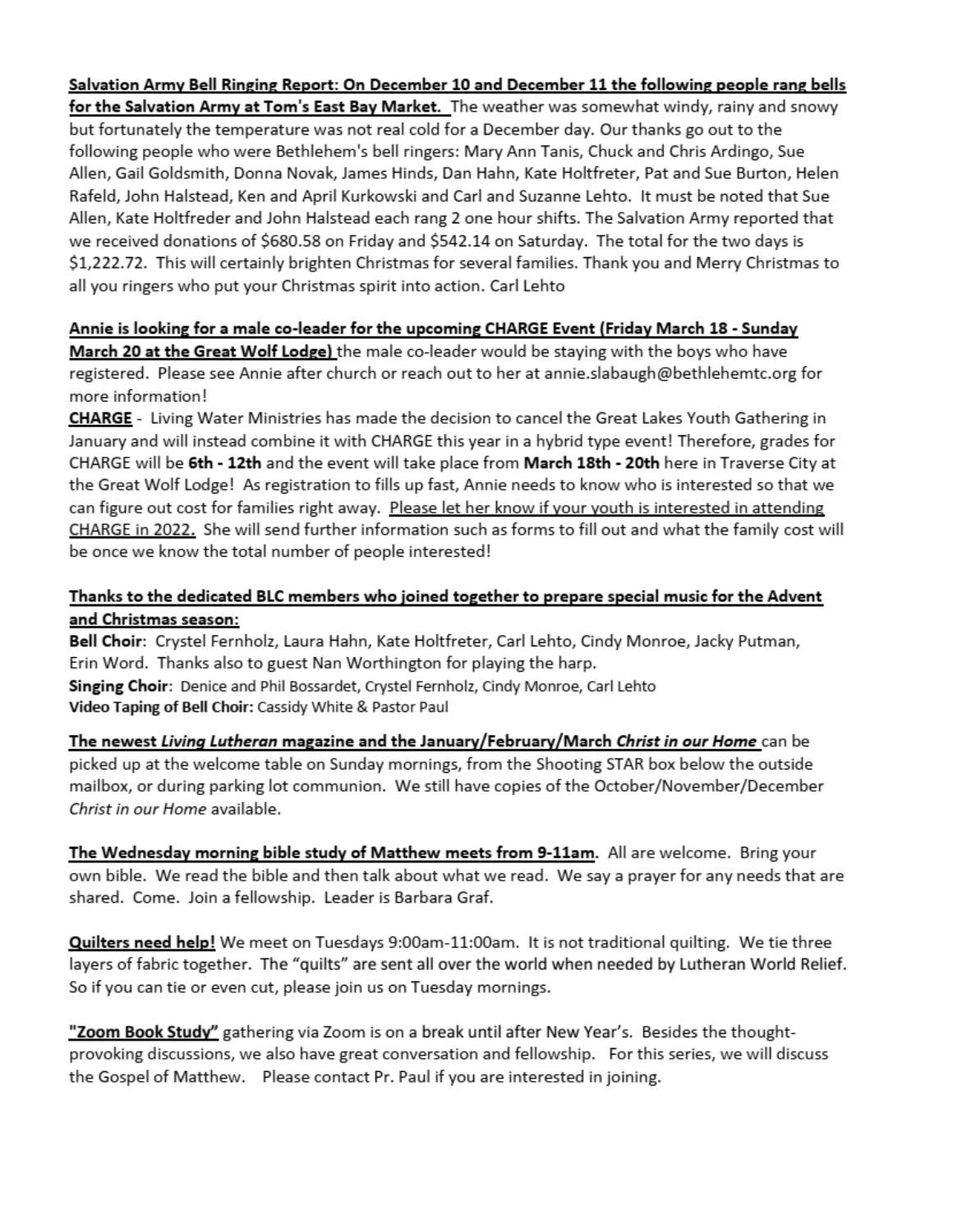**Salvation Army Bell Ringing Report: On December 10 and December 11 the following people rang bells for the Salvation Army at Tom's East Bay Market.** The weather was somewhat windy, rainy and snowy but fortunately the temperature was not real cold for a December day. Our thanks go out to the following people who were Bethlehem's bell ringers: Mary Ann Tanis, Chuck and Chris Ardingo, Sue Allen, Gail Goldsmith, Donna Novak, James Hinds, Dan Hahn, Kate Holtfreter, Pat and Sue Burton, Helen Rafeld, John Halstead, Ken and April Kurkowski and Carl and Suzanne Lehto. It must be noted that Sue Allen, Kate Holtfreder and John Halstead each rang 2 one hour shifts. The Salvation Army reported that we received donations of $680.58 on Friday and $542.14 on Saturday. The total for the two days is $1,222.72. This will certainly brighten Christmas for several families. Thank you and Merry Christmas to all you ringers who put your Christmas spirit into action. Carl Lehto

**Annie is looking for a male co-leader for the upcoming CHARGE Event (Friday March 18 - Sunday March 20 at the Great Wolf Lodge)** the male co-leader would be staying with the boys who have registered. Please see Annie after church or reach out to her at annie.slabaugh@bethlehemtc.org for more information!

**CHARGE** - Living Water Ministries has made the decision to cancel the Great Lakes Youth Gathering in January and will instead combine it with CHARGE this year in a hybrid type event! Therefore, grades for CHARGE will be **6th - 12th** and the event will take place from **March 18th - 20th** here in Traverse City at the Great Wolf Lodge! As registration to fills up fast, Annie needs to know who is interested so that we can figure out cost for families right away. Please let her know if your youth is interested in attending CHARGE in 2022. She will send further information such as forms to fill out and what the family cost will be once we know the total number of people interested!

**Thanks to the dedicated BLC members who joined together to prepare special music for the Advent and Christmas season:**

**Bell Choir**: Crystel Fernholz, Laura Hahn, Kate Holtfreter, Carl Lehto, Cindy Monroe, Jacky Putman, Erin Word. Thanks also to guest Nan Worthington for playing the harp.
**Singing Choir**: Denice and Phil Bossardet, Crystel Fernholz, Cindy Monroe, Carl Lehto
**Video Taping of Bell Choir:** Cassidy White & Pastor Paul

**The newest *Living Lutheran* magazine and the January/February/March *Christ in our Home*** can be picked up at the welcome table on Sunday mornings, from the Shooting STAR box below the outside mailbox, or during parking lot communion. We still have copies of the October/November/December *Christ in our Home* available.

**The Wednesday morning bible study of Matthew meets from 9-11am**. All are welcome. Bring your own bible. We read the bible and then talk about what we read. We say a prayer for any needs that are shared. Come. Join a fellowship. Leader is Barbara Graf.

**Quilters need help!** We meet on Tuesdays 9:00am-11:00am. It is not traditional quilting. We tie three layers of fabric together. The "quilts" are sent all over the world when needed by Lutheran World Relief. So if you can tie or even cut, please join us on Tuesday mornings.

**"Zoom Book Study"** gathering via Zoom is on a break until after New Year's. Besides the thought-provoking discussions, we also have great conversation and fellowship. For this series, we will discuss the Gospel of Matthew. Please contact Pr. Paul if you are interested in joining.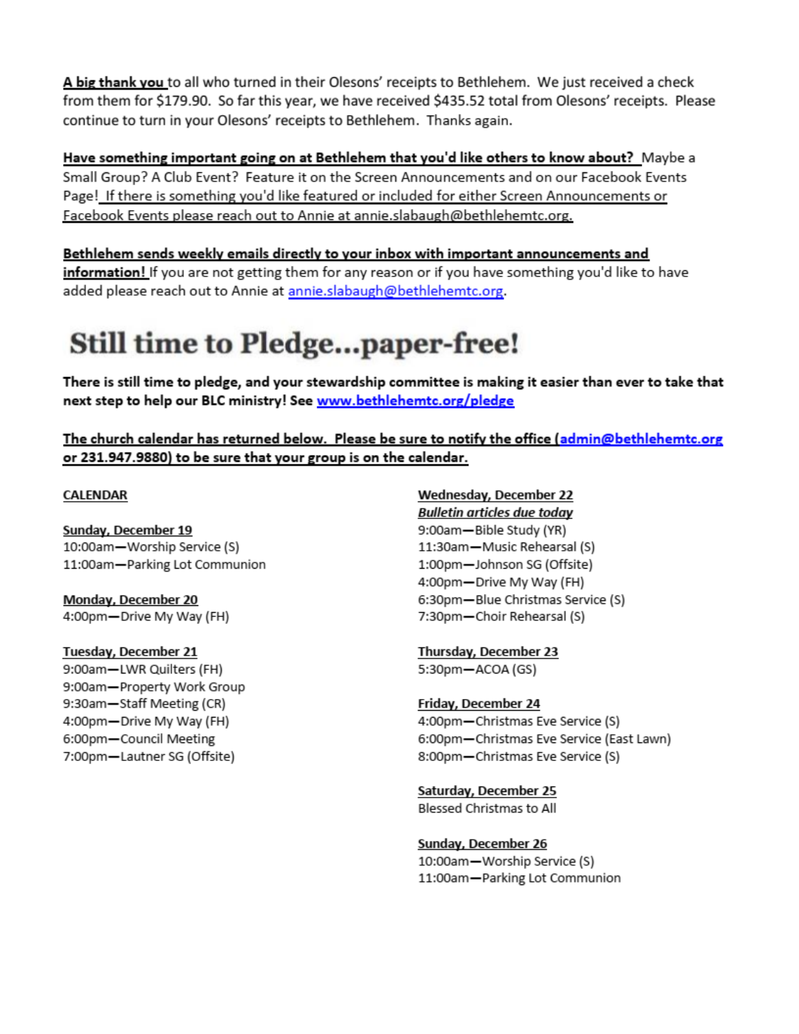**A big thank you** to all who turned in their Olesons' receipts to Bethlehem. We just received a check from them for $179.90. So far this year, we have received $435.52 total from Olesons' receipts. Please continue to turn in your Olesons' receipts to Bethlehem. Thanks again.

**Have something important going on at Bethlehem that you'd like others to know about?** Maybe a Small Group? A Club Event? Feature it on the Screen Announcements and on our Facebook Events Page! If there is something you'd like featured or included for either Screen Announcements or Facebook Events please reach out to Annie at annie.slabaugh@bethlehemtc.org.

**Bethlehem sends weekly emails directly to your inbox with important announcements and information!** If you are not getting them for any reason or if you have something you'd like to have added please reach out to Annie at annie.slabaugh@bethlehemtc.org.

# Still time to Pledge...paper-free!

**There is still time to pledge, and your stewardship committee is making it easier than ever to take that next step to help our BLC ministry! See www.bethlehemtc.org/pledge**

**The church calendar has returned below. Please be sure to notify the office (admin@bethlehemtc.org or 231.947.9880) to be sure that your group is on the calendar.**

**CALENDAR**

**Sunday, December 19**
10:00am—Worship Service (S)
11:00am—Parking Lot Communion

**Monday, December 20**
4:00pm—Drive My Way (FH)

**Tuesday, December 21**
9:00am—LWR Quilters (FH)
9:00am—Property Work Group
9:30am—Staff Meeting (CR)
4:00pm—Drive My Way (FH)
6:00pm—Council Meeting
7:00pm—Lautner SG (Offsite)

**Wednesday, December 22**
***Bulletin articles due today***
9:00am—Bible Study (YR)
11:30am—Music Rehearsal (S)
1:00pm—Johnson SG (Offsite)
4:00pm—Drive My Way (FH)
6:30pm—Blue Christmas Service (S)
7:30pm—Choir Rehearsal (S)

**Thursday, December 23**
5:30pm—ACOA (GS)

**Friday, December 24**
4:00pm—Christmas Eve Service (S)
6:00pm—Christmas Eve Service (East Lawn)
8:00pm—Christmas Eve Service (S)

**Saturday, December 25**
Blessed Christmas to All

**Sunday, December 26**
10:00am—Worship Service (S)
11:00am—Parking Lot Communion